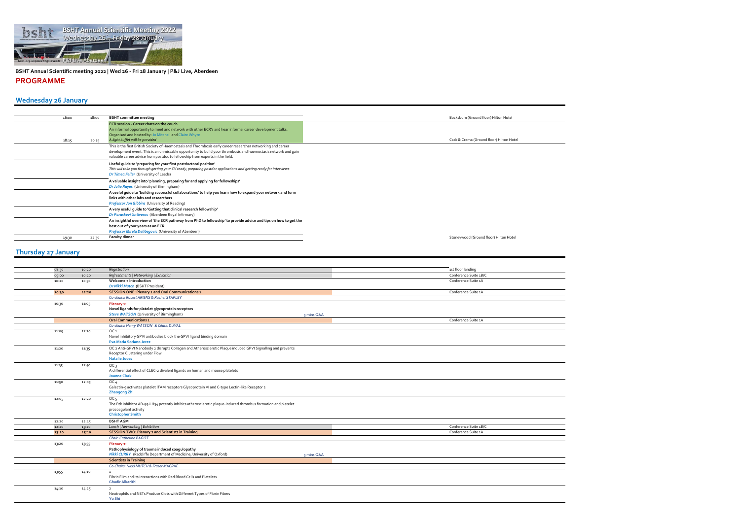**BSHT Annual Scientific meeting 2022 | Wed 26 - Fri 28 January | P&J Live, Aberdeen**

# PROGRAMME

## Wednesday 26 January

| Start | End | Session | Location |
|---|---|---|---|
| 16:00 | 18:00 | **BSHT committee meeting** | Bucksburn (Ground floor) Hilton Hotel |
| 18:15 | 20:15 | **ECR session - Career chats on the couch**<br>An informal opportunity to meet and network with other ECR's and hear informal career development talks.<br>Organised and hosted by: Jo Mitchell and Claire Whyte<br>*A light buffet will be provided* | Cask & Crema (Ground floor) Hilton Hotel |
| | | This is the first British Society of Haemostasis and Thrombosis early career researcher networking and career development event. This is an unmissable opportunity to build your thrombosis and haemostasis network and gain valuable career advice from postdoc to fellowship from experts in the field. | |
| | | **Useful guide to 'preparing for your first postdoctoral position'**<br>*This will take you through getting your CV ready, preparing postdoc applications and getting ready for interviews.*<br>***Dr Timea Feller*** (University of Leeds) | |
| | | **A valuable insight into 'planning, preparing for and applying for fellowships'**<br>***Dr Julie Rayes*** (University of Birmingham) | |
| | | **A useful guide to 'building successful collaborations' to help you learn how to expand your network and form links with other labs and researchers**<br>***Professor Jon Gibbins*** (University of Reading) | |
| | | **A very useful guide to 'Getting that clinical research fellowship'**<br>***Dr Paraskevi Untiveros*** (Aberdeen Royal Infirmary) | |
| | | **An insightful overview of 'the ECR pathway from PhD to fellowship' to provide advice and tips on how to get the best out of your years as an ECR**<br>***Professor Mirela Delibegovic*** (University of Aberdeen) | |
| 19:30 | 22:30 | **Faculty dinner** | Stoneywood (Ground floor) Hilton Hotel |

## Thursday 27 January

| Start | End | Session | | Location |
|---|---|---|---|---|
| 08:30 | 10:20 | *Registration* | | 1st floor landing |
| 09:00 | 10:20 | *Refreshments \| Networking \| Exhibition* | | Conference Suite 1B/C |
| 10:20 | 10:30 | **Welcome + Introduction**<br>***Dr Nikki Mutch*** (BSHT President) | | Conference Suite 1A |
| **10:30** | **12:20** | **SESSION ONE: Plenary 1 and Oral Communications 1** | | Conference Suite 1A |
| | | *Co-chairs: Robert ARIENS & Rachel STAPLEY* | | |
| 10:30 | 11:05 | **Plenary 1:**<br>**Novel ligands for platelet glycoprotein receptors**<br>***Steve WATSON*** (University of Birmingham) | 5 mins Q&A | |
| | | **Oral Communications 1** | | Conference Suite 1A |
| | | *Co-chairs: Henry WATSON & Cédric DUVAL* | | |
| 11:05 | 11:20 | OC 1<br>Novel inhibitory GPVI antibodies block the GPVI ligand binding domain<br>**Eva Maria Soriano Jerez** | | |
| 11:20 | 11:35 | OC 2 Anti-GPVI Nanobody 2 disrupts Collagen and Atherosclerotic Plaque induced GPVI Signalling and prevents Receptor Clustering under Flow<br>**Natalie Jooss** | | |
| 11:35 | 11:50 | OC 3<br>A differential effect of CLEC-2 divalent ligands on human and mouse platelets<br>**Joanne Clark** | | |
| 11:50 | 12:05 | OC 4<br>Galectin-9 activates platelet ITAM receptors Glycoprotein VI and C-type Lectin-like Receptor 2<br>**Zhaogong Zhi** | | |
| 12:05 | 12:20 | OC 5<br>The Btk inhibitor AB-95-LH34 potently inhibits atherosclerotic plaque-induced thrombus formation and platelet procoagulant activity<br>**Christopher Smith** | | |
| 12:20 | 12:45 | **BSHT AGM** | | |
| 12:20 | 13:20 | *Lunch \| Networking \| Exhibition* | | Conference Suite 1B/C |
| **13:20** | **15:10** | **SESSION TWO: Plenary 2 and Scientists in Training** | | Conference Suite 1A |
| | | *Chair: Catherine BAGOT* | | |
| 13:20 | 13:55 | **Plenary 2:**<br>**Pathophysiology of trauma induced coagulopathy**<br>***Nikki CURRY*** (Radcliffe Department of Medicine, University of Oxford) | 5 mins Q&A | |
| | | **Scientists in Training** | | |
| | | *Co-Chairs: Nikki MUTCH & Fraser MACRAE* | | |
| 13:55 | 14:10 | 1<br>Fibrin Film and its Interactions with Red Blood Cells and Platelets<br>**Ghadir Alkarithi** | | |
| 14:10 | 14:25 | 2<br>Neutrophils and NETs Produce Clots with Different Types of Fibrin Fibers<br>**Yu Shi** | | |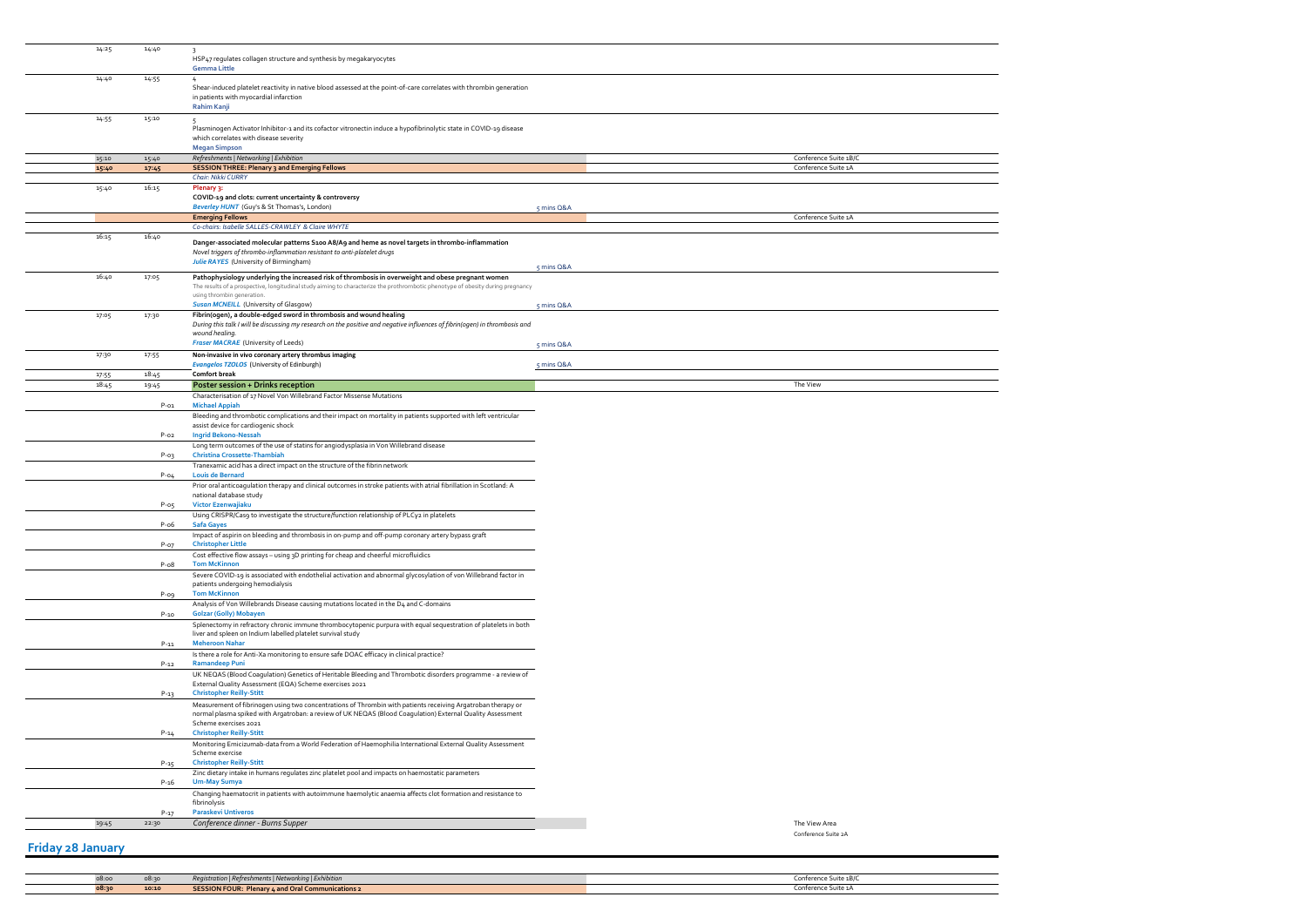| Start | End | Item | Q&A | Location |
|---|---|---|---|---|
| 14:25 | 14:40 | 3<br>HSP47 regulates collagen structure and synthesis by megakaryocytes<br>**Gemma Little** | | |
| 14:40 | 14:55 | 4<br>Shear-induced platelet reactivity in native blood assessed at the point-of-care correlates with thrombin generation in patients with myocardial infarction<br>**Rahim Kanji** | | |
| 14:55 | 15:10 | 5<br>Plasminogen Activator Inhibitor-1 and its cofactor vitronectin induce a hypofibrinolytic state in COVID-19 disease which correlates with disease severity<br>**Megan Simpson** | | |
| 15:10 | 15:40 | *Refreshments \| Networking \| Exhibition* | | Conference Suite 1B/C |
| **15:40** | **17:45** | **SESSION THREE: Plenary 3 and Emerging Fellows**<br>*Chair: Nikki CURRY* | | Conference Suite 1A |
| 15:40 | 16:15 | **Plenary 3:**<br>**COVID-19 and clots: current uncertainty & controversy**<br>***Beverley HUNT*** (Guy's & St Thomas's, London) | 5 mins Q&A | |
| | | **Emerging Fellows**<br>*Co-chairs: Isabelle SALLES-CRAWLEY & Claire WHYTE* | | Conference Suite 1A |
| 16:15 | 16:40 | **Danger-associated molecular patterns S100 A8/A9 and heme as novel targets in thrombo-inflammation**<br>*Novel triggers of thrombo-inflammation resistant to anti-platelet drugs*<br>***Julie RAYES*** (University of Birmingham) | 5 mins Q&A | |
| 16:40 | 17:05 | **Pathophysiology underlying the increased risk of thrombosis in overweight and obese pregnant women**<br>The results of a prospective, longitudinal study aiming to characterize the prothrombotic phenotype of obesity during pregnancy using thrombin generation.<br>***Susan MCNEILL*** (University of Glasgow) | 5 mins Q&A | |
| 17:05 | 17:30 | **Fibrin(ogen), a double-edged sword in thrombosis and wound healing**<br>*During this talk I will be discussing my research on the positive and negative influences of fibrin(ogen) in thrombosis and wound healing.*<br>***Fraser MACRAE*** (University of Leeds) | 5 mins Q&A | |
| 17:30 | 17:55 | **Non-invasive in vivo coronary artery thrombus imaging**<br>***Evangelos TZOLOS*** (University of Edinburgh) | 5 mins Q&A | |
| 17:55 | 18:45 | **Comfort break** | | |
| 18:45 | 19:45 | **Poster session + Drinks reception** | | The View |
| | P-01 | Characterisation of 17 Novel Von Willebrand Factor Missense Mutations<br>**Michael Appiah** | | |
| | P-02 | Bleeding and thrombotic complications and their impact on mortality in patients supported with left ventricular assist device for cardiogenic shock<br>**Ingrid Bekono-Nessah** | | |
| | P-03 | Long term outcomes of the use of statins for angiodysplasia in Von Willebrand disease<br>**Christina Crossette-Thambiah** | | |
| | P-04 | Tranexamic acid has a direct impact on the structure of the fibrin network<br>**Louis de Bernard** | | |
| | P-05 | Prior oral anticoagulation therapy and clinical outcomes in stroke patients with atrial fibrillation in Scotland: A national database study<br>**Victor Ezenwajiaku** | | |
| | P-06 | Using CRISPR/Cas9 to investigate the structure/function relationship of PLCγ2 in platelets<br>**Safa Gayes** | | |
| | P-07 | Impact of aspirin on bleeding and thrombosis in on-pump and off-pump coronary artery bypass graft<br>**Christopher Little** | | |
| | P-08 | Cost effective flow assays – using 3D printing for cheap and cheerful microfluidics<br>**Tom McKinnon** | | |
| | P-09 | Severe COVID-19 is associated with endothelial activation and abnormal glycosylation of von Willebrand factor in patients undergoing hemodialysis<br>**Tom McKinnon** | | |
| | P-10 | Analysis of Von Willebrands Disease causing mutations located in the D4 and C-domains<br>**Golzar (Golly) Mobayen** | | |
| | P-11 | Splenectomy in refractory chronic immune thrombocytopenic purpura with equal sequestration of platelets in both liver and spleen on Indium labelled platelet survival study<br>**Meheroon Nahar** | | |
| | P-12 | Is there a role for Anti-Xa monitoring to ensure safe DOAC efficacy in clinical practice?<br>**Ramandeep Puni** | | |
| | P-13 | UK NEQAS (Blood Coagulation) Genetics of Heritable Bleeding and Thrombotic disorders programme - a review of External Quality Assessment (EQA) Scheme exercises 2021<br>**Christopher Reilly-Stitt** | | |
| | P-14 | Measurement of fibrinogen using two concentrations of Thrombin with patients receiving Argatroban therapy or normal plasma spiked with Argatroban: a review of UK NEQAS (Blood Coagulation) External Quality Assessment Scheme exercises 2021<br>**Christopher Reilly-Stitt** | | |
| | P-15 | Monitoring Emicizumab-data from a World Federation of Haemophilia International External Quality Assessment Scheme exercise<br>**Christopher Reilly-Stitt** | | |
| | P-16 | Zinc dietary intake in humans regulates zinc platelet pool and impacts on haemostatic parameters<br>**Um-May Sumya** | | |
| | P-17 | Changing haematocrit in patients with autoimmune haemolytic anaemia affects clot formation and resistance to fibrinolysis<br>**Paraskevi Untiveros** | | |
| 19:45 | 22:30 | *Conference dinner - Burns Supper* | | The View Area<br>Conference Suite 2A |

## Friday 28 January

| Start | End | Item | Location |
|---|---|---|---|
| 08:00 | 08:30 | *Registration \| Refreshments \| Networking \| Exhibition* | Conference Suite 1B/C |
| **08:30** | **10:10** | **SESSION FOUR: Plenary 4 and Oral Communications 2** | Conference Suite 1A |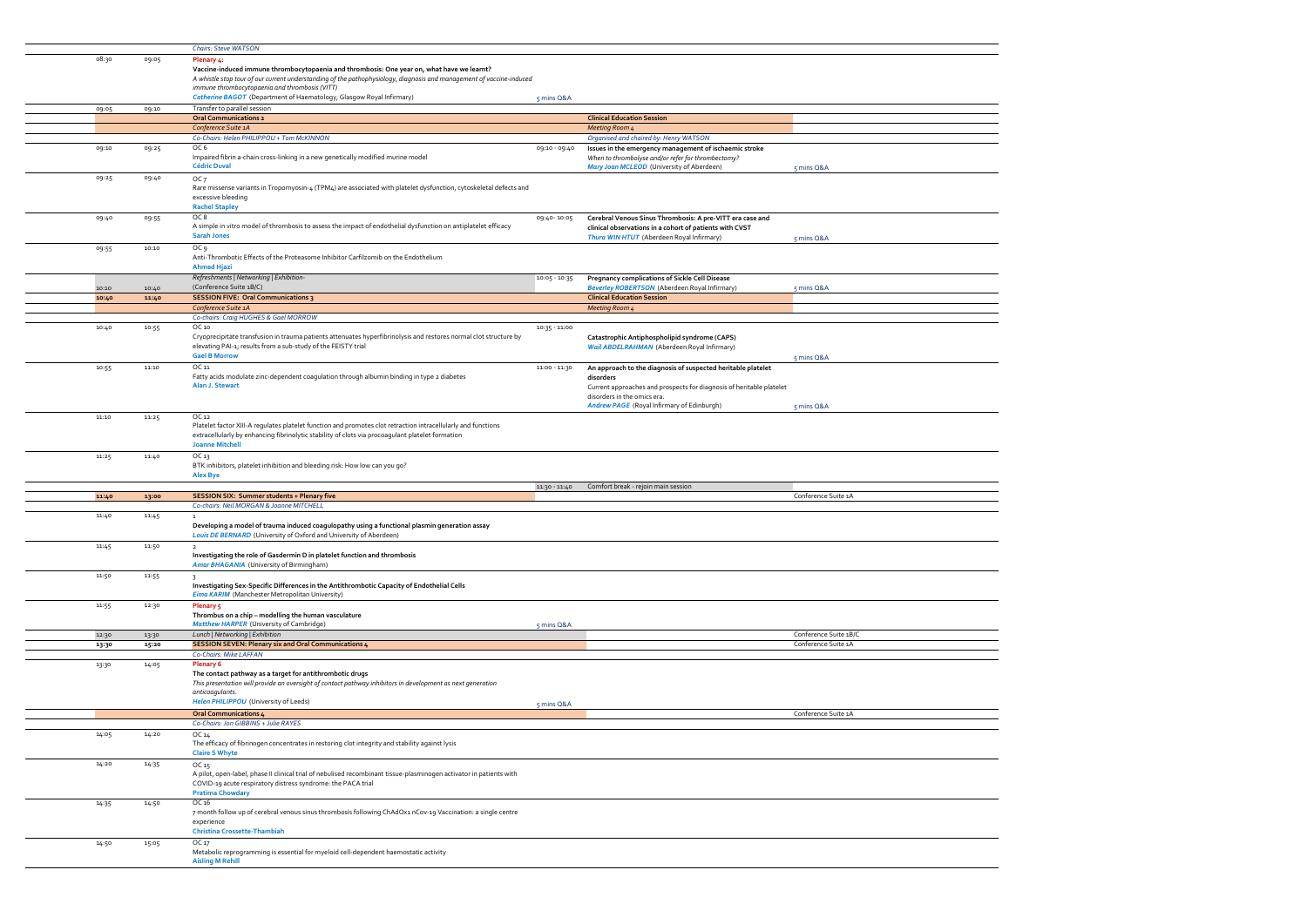| Start | End | Main session | Parallel time | Parallel session | Q&A / Location |
|---|---|---|---|---|---|
| | | *Chairs: Steve WATSON* | | | |
| 08:30 | 09:05 | **Plenary 4:**<br>**Vaccine-induced immune thrombocytopaenia and thrombosis: One year on, what have we learnt?**<br>*A whistle stop tour of our current understanding of the pathophysiology, diagnosis and management of vaccine-induced immune thrombocytopaenia and thrombosis (VITT)*<br>***Catherine BAGOT*** (Department of Haematology, Glasgow Royal Infirmary) | 5 mins Q&A | | |
| 09:05 | 09:10 | Transfer to parallel session | | | |
| | | **Oral Communications 2** | | **Clinical Education Session** | |
| | | *Conference Suite 1A* | | *Meeting Room 4* | |
| | | *Co-Chairs: Helen PHILIPPOU + Tom McKINNON* | | *Organised and chaired by: Henry WATSON* | |
| 09:10 | 09:25 | OC 6<br>Impaired fibrin a-chain cross-linking in a new genetically modified murine model<br>**Cédric Duval** | 09:10 - 09:40 | **Issues in the emergency management of ischaemic stroke**<br>*When to thrombolyse and/or refer for thrombectomy?*<br>***Mary Joan MCLEOD*** (University of Aberdeen) | 5 mins Q&A |
| 09:25 | 09:40 | OC 7<br>Rare missense variants in Tropomyosin-4 (TPM4) are associated with platelet dysfunction, cytoskeletal defects and excessive bleeding<br>**Rachel Stapley** | | | |
| 09:40 | 09:55 | OC 8<br>A simple in vitro model of thrombosis to assess the impact of endothelial dysfunction on antiplatelet efficacy<br>**Sarah Jones** | 09:40- 10:05 | **Cerebral Venous Sinus Thrombosis: A pre-VITT era case and clinical observations in a cohort of patients with CVST**<br>***Thura WIN HTUT*** (Aberdeen Royal Infirmary) | 5 mins Q&A |
| 09:55 | 10:10 | OC 9<br>Anti-Thrombotic Effects of the Proteasome Inhibitor Carfilzomib on the Endothelium<br>**Ahmed Hjazi** | | | |
| 10:10 | 10:40 | *Refreshments \| Networking \| Exhibition-*<br>(Conference Suite 1B/C) | 10:05 - 10:35 | **Pregnancy complications of Sickle Cell Disease**<br>***Beverley ROBERTSON*** (Aberdeen Royal Infirmary) | 5 mins Q&A |
| **10:40** | **11:40** | **SESSION FIVE: Oral Communications 3** | | **Clinical Education Session** | |
| | | *Conference Suite 1A* | | *Meeting Room 4* | |
| | | *Co-chairs: Craig HUGHES & Gael MORROW* | | | |
| 10:40 | 10:55 | OC 10<br>Cryoprecipitate transfusion in trauma patients attenuates hyperfibrinolysis and restores normal clot structure by elevating PAI-1; results from a sub-study of the FEISTY trial<br>**Gael B Morrow** | 10:35 - 11:00 | **Catastrophic Antiphospholipid syndrome (CAPS)**<br>***Wail ABDELRAHMAN*** (Aberdeen Royal Infirmary) | 5 mins Q&A |
| 10:55 | 11:10 | OC 11<br>Fatty acids modulate zinc-dependent coagulation through albumin binding in type 2 diabetes<br>**Alan J. Stewart** | 11:00 - 11:30 | **An approach to the diagnosis of suspected heritable platelet disorders**<br>Current approaches and prospects for diagnosis of heritable platelet disorders in the omics era.<br>***Andrew PAGE*** (Royal Infirmary of Edinburgh) | 5 mins Q&A |
| 11:10 | 11:25 | OC 12<br>Platelet factor XIII-A regulates platelet function and promotes clot retraction intracellularly and functions extracellularly by enhancing fibrinolytic stability of clots via procoagulant platelet formation<br>**Joanne Mitchell** | | | |
| 11:25 | 11:40 | OC 13<br>BTK inhibitors, platelet inhibition and bleeding risk: How low can you go?<br>**Alex Bye** | | | |
| | | | 11:30 - 11:40 | Comfort break - rejoin main session | |
| **11:40** | **13:00** | **SESSION SIX: Summer students + Plenary five** | | | Conference Suite 1A |
| | | *Co-chairs: Neil MORGAN & Joanne MITCHELL* | | | |
| 11:40 | 11:45 | 1<br>**Developing a model of trauma induced coagulopathy using a functional plasmin generation assay**<br>***Louis DE BERNARD*** (University of Oxford and University of Aberdeen) | | | |
| 11:45 | 11:50 | 2<br>**Investigating the role of Gasdermin D in platelet function and thrombosis**<br>***Amar BHAGANIA*** (University of Birmingham) | | | |
| 11:50 | 11:55 | 3<br>**Investigating Sex-Specific Differences in the Antithrombotic Capacity of Endothelial Cells**<br>***Eima KARIM*** (Manchester Metropolitan University) | | | |
| 11:55 | 12:30 | **Plenary 5**<br>**Thrombus on a chip – modelling the human vasculature**<br>***Matthew HARPER*** (University of Cambridge) | 5 mins Q&A | | |
| 12:30 | 13:30 | *Lunch \| Networking \| Exhibition* | | | Conference Suite 1B/C |
| **13:30** | **15:20** | **SESSION SEVEN: Plenary six and Oral Communications 4** | | | Conference Suite 1A |
| | | *Co-Chairs: Mike LAFFAN* | | | |
| 13:30 | 14:05 | **Plenary 6**<br>**The contact pathway as a target for antithrombotic drugs**<br>*This presentation will provide an oversight of contact pathway inhibitors in development as next generation anticoagulants.*<br>***Helen PHILIPPOU*** (University of Leeds) | 5 mins Q&A | | |
| | | **Oral Communications 4** | | | Conference Suite 1A |
| | | *Co-Chairs: Jon GIBBINS + Julie RAYES* | | | |
| 14:05 | 14:20 | OC 14<br>The efficacy of fibrinogen concentrates in restoring clot integrity and stability against lysis<br>**Claire S Whyte** | | | |
| 14:20 | 14:35 | OC 15<br>A pilot, open-label, phase II clinical trial of nebulised recombinant tissue-plasminogen activator in patients with COVID-19 acute respiratory distress syndrome: the PACA trial<br>**Pratima Chowdary** | | | |
| 14:35 | 14:50 | OC 16<br>7 month follow up of cerebral venous sinus thrombosis following ChAdOx1 nCov-19 Vaccination: a single centre experience<br>**Christina Crossette-Thambiah** | | | |
| 14:50 | 15:05 | OC 17<br>Metabolic reprogramming is essential for myeloid cell-dependent haemostatic activity<br>**Aisling M Rehill** | | | |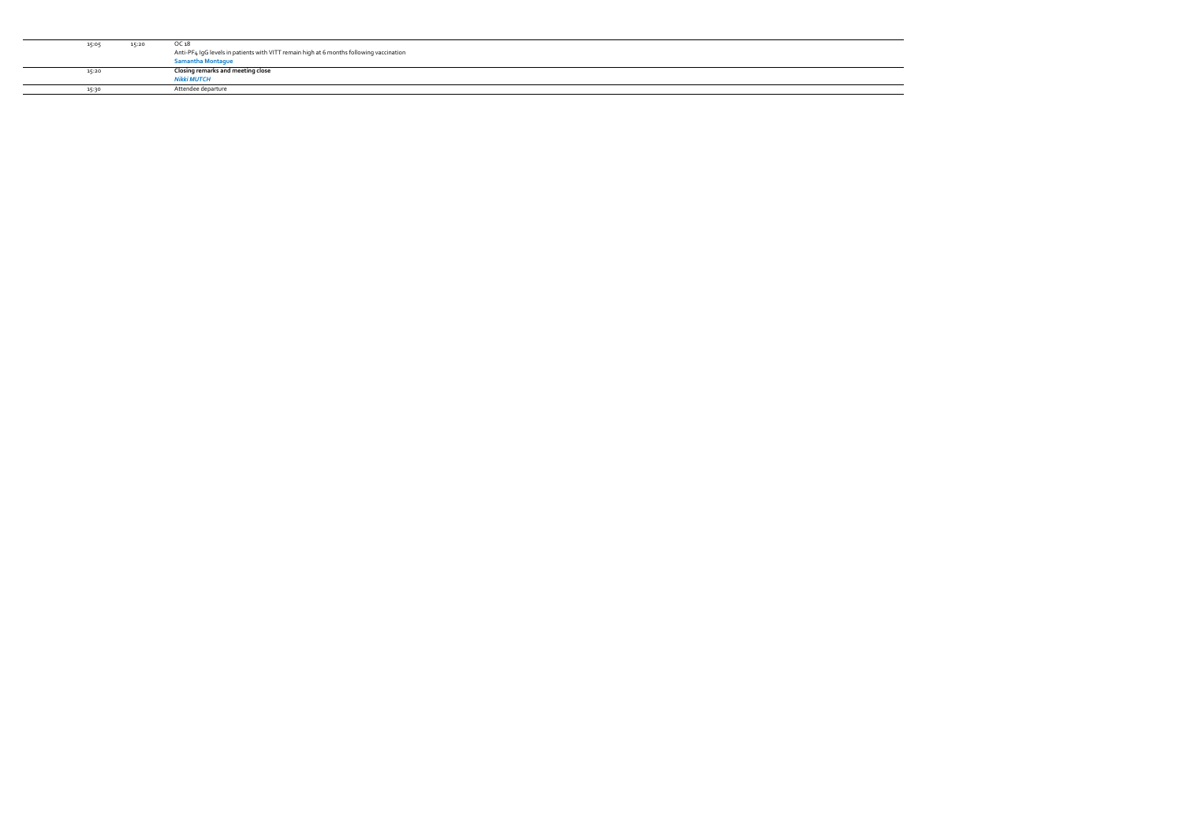| | | |
|---|---|---|
| 15:05 | 15:20 | OC 18<br>Anti-PF4 IgG levels in patients with VITT remain high at 6 months following vaccination<br>**Samantha Montague** |
| 15:20 | | **Closing remarks and meeting close**<br>***Nikki MUTCH*** |
| 15:30 | | Attendee departure |